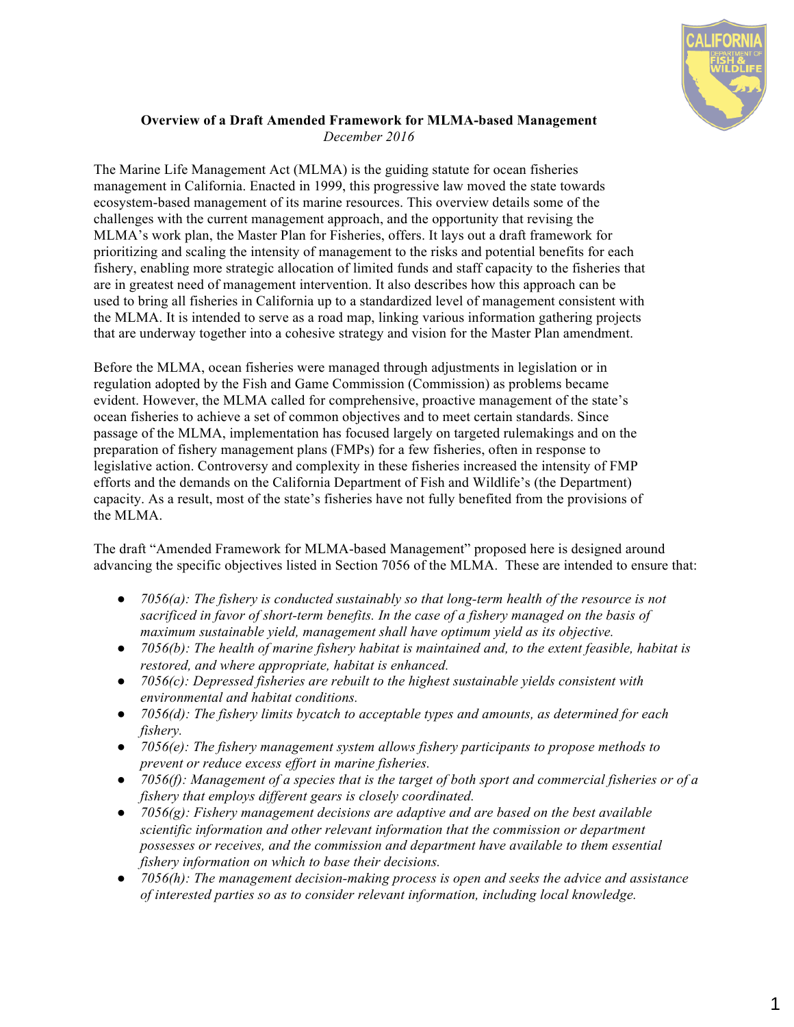**Overview of a Draft Amended Framework for MLMA-based Management**

*December 2016*

The Marine Life Management Act (MLMA) is the guiding statute for ocean fisheries management in California. Enacted in 1999, this progressive law moved the state towards ecosystem-based management of its marine resources. This overview details some of the challenges with the current management approach, and the opportunity that revising the MLMA's work plan, the Master Plan for Fisheries, offers. It lays out a draft framework for prioritizing and scaling the intensity of management to the risks and potential benefits for each fishery, enabling more strategic allocation of limited funds and staff capacity to the fisheries that are in greatest need of management intervention. It also describes how this approach can be used to bring all fisheries in California up to a standardized level of management consistent with the MLMA. It is intended to serve as a road map, linking various information gathering projects that are underway together into a cohesive strategy and vision for the Master Plan amendment.

Before the MLMA, ocean fisheries were managed through adjustments in legislation or in regulation adopted by the Fish and Game Commission (Commission) as problems became evident. However, the MLMA called for comprehensive, proactive management of the state's ocean fisheries to achieve a set of common objectives and to meet certain standards. Since passage of the MLMA, implementation has focused largely on targeted rulemakings and on the preparation of fishery management plans (FMPs) for a few fisheries, often in response to legislative action. Controversy and complexity in these fisheries increased the intensity of FMP efforts and the demands on the California Department of Fish and Wildlife's (the Department) capacity. As a result, most of the state's fisheries have not fully benefited from the provisions of the MLMA.

The draft "Amended Framework for MLMA-based Management" proposed here is designed around advancing the specific objectives listed in Section 7056 of the MLMA. These are intended to ensure that:

- *7056(a): The fishery is conducted sustainably so that long-term health of the resource is not sacrificed in favor of short-term benefits. In the case of a fishery managed on the basis of maximum sustainable yield, management shall have optimum yield as its objective.*
- *7056(b): The health of marine fishery habitat is maintained and, to the extent feasible, habitat is restored, and where appropriate, habitat is enhanced.*
- *7056(c): Depressed fisheries are rebuilt to the highest sustainable yields consistent with environmental and habitat conditions.*
- *7056(d): The fishery limits bycatch to acceptable types and amounts, as determined for each fishery.*
- *7056(e): The fishery management system allows fishery participants to propose methods to prevent or reduce excess effort in marine fisheries.*
- *7056(f): Management of a species that is the target of both sport and commercial fisheries or of a fishery that employs different gears is closely coordinated.*
- *7056(g): Fishery management decisions are adaptive and are based on the best available scientific information and other relevant information that the commission or department possesses or receives, and the commission and department have available to them essential fishery information on which to base their decisions.*
- *7056(h): The management decision-making process is open and seeks the advice and assistance of interested parties so as to consider relevant information, including local knowledge.*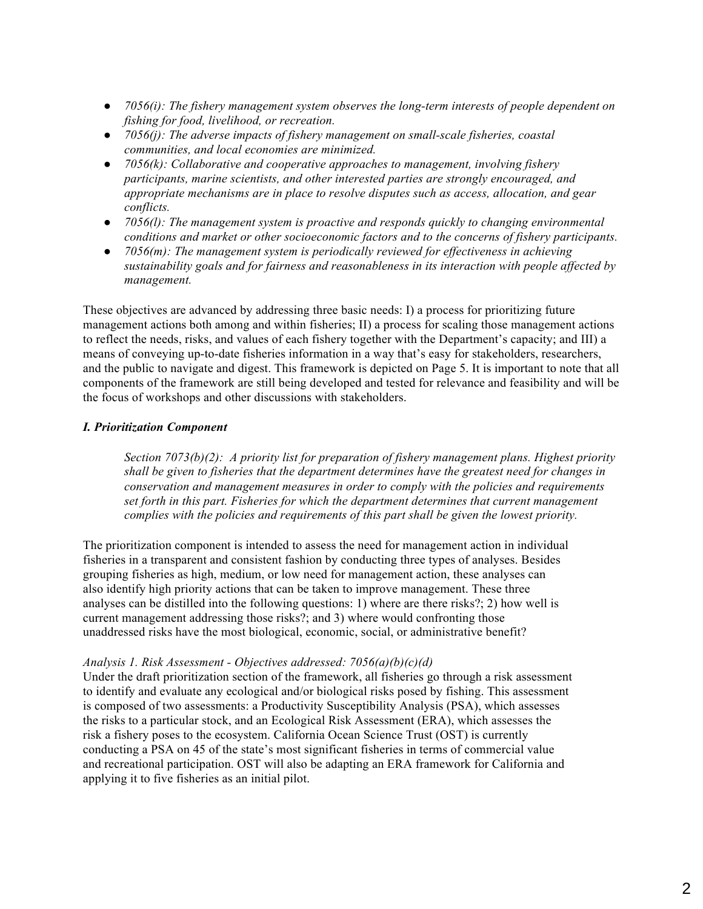- *7056(i): The fishery management system observes the long-term interests of people dependent on fishing for food, livelihood, or recreation.*
- *7056(j): The adverse impacts of fishery management on small-scale fisheries, coastal communities, and local economies are minimized.*
- *7056(k): Collaborative and cooperative approaches to management, involving fishery participants, marine scientists, and other interested parties are strongly encouraged, and appropriate mechanisms are in place to resolve disputes such as access, allocation, and gear conflicts.*
- *7056(l): The management system is proactive and responds quickly to changing environmental conditions and market or other socioeconomic factors and to the concerns of fishery participants.*
- *7056(m): The management system is periodically reviewed for effectiveness in achieving sustainability goals and for fairness and reasonableness in its interaction with people affected by management.*

These objectives are advanced by addressing three basic needs: I) a process for prioritizing future management actions both among and within fisheries; II) a process for scaling those management actions to reflect the needs, risks, and values of each fishery together with the Department's capacity; and III) a means of conveying up-to-date fisheries information in a way that's easy for stakeholders, researchers, and the public to navigate and digest. This framework is depicted on Page 5. It is important to note that all components of the framework are still being developed and tested for relevance and feasibility and will be the focus of workshops and other discussions with stakeholders.

***I. Prioritization Component***

> *Section 7073(b)(2): A priority list for preparation of fishery management plans. Highest priority shall be given to fisheries that the department determines have the greatest need for changes in conservation and management measures in order to comply with the policies and requirements set forth in this part. Fisheries for which the department determines that current management complies with the policies and requirements of this part shall be given the lowest priority.*

The prioritization component is intended to assess the need for management action in individual fisheries in a transparent and consistent fashion by conducting three types of analyses. Besides grouping fisheries as high, medium, or low need for management action, these analyses can also identify high priority actions that can be taken to improve management. These three analyses can be distilled into the following questions: 1) where are there risks?; 2) how well is current management addressing those risks?; and 3) where would confronting those unaddressed risks have the most biological, economic, social, or administrative benefit?

*Analysis 1. Risk Assessment - Objectives addressed: 7056(a)(b)(c)(d)*

Under the draft prioritization section of the framework, all fisheries go through a risk assessment to identify and evaluate any ecological and/or biological risks posed by fishing. This assessment is composed of two assessments: a Productivity Susceptibility Analysis (PSA), which assesses the risks to a particular stock, and an Ecological Risk Assessment (ERA), which assesses the risk a fishery poses to the ecosystem. California Ocean Science Trust (OST) is currently conducting a PSA on 45 of the state's most significant fisheries in terms of commercial value and recreational participation. OST will also be adapting an ERA framework for California and applying it to five fisheries as an initial pilot.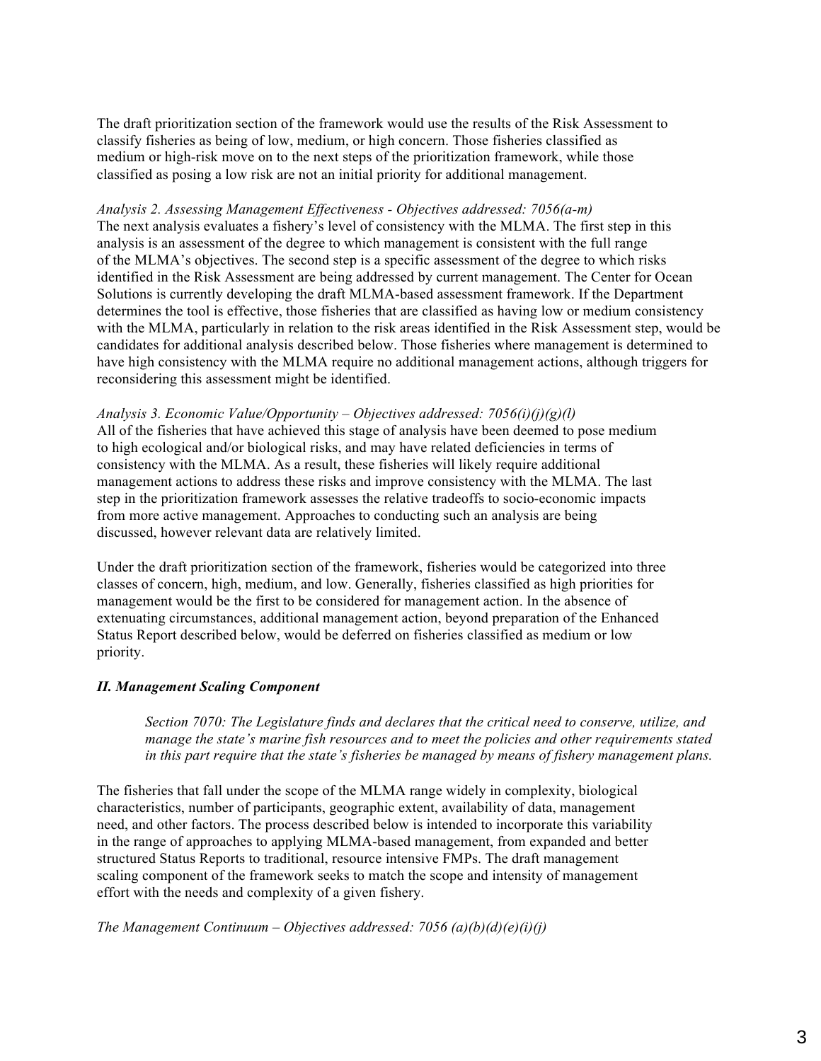The draft prioritization section of the framework would use the results of the Risk Assessment to classify fisheries as being of low, medium, or high concern. Those fisheries classified as medium or high-risk move on to the next steps of the prioritization framework, while those classified as posing a low risk are not an initial priority for additional management.

*Analysis 2. Assessing Management Effectiveness - Objectives addressed: 7056(a-m)*
The next analysis evaluates a fishery's level of consistency with the MLMA. The first step in this analysis is an assessment of the degree to which management is consistent with the full range of the MLMA's objectives. The second step is a specific assessment of the degree to which risks identified in the Risk Assessment are being addressed by current management. The Center for Ocean Solutions is currently developing the draft MLMA-based assessment framework. If the Department determines the tool is effective, those fisheries that are classified as having low or medium consistency with the MLMA, particularly in relation to the risk areas identified in the Risk Assessment step, would be candidates for additional analysis described below. Those fisheries where management is determined to have high consistency with the MLMA require no additional management actions, although triggers for reconsidering this assessment might be identified.

*Analysis 3. Economic Value/Opportunity – Objectives addressed: 7056(i)(j)(g)(l)*
All of the fisheries that have achieved this stage of analysis have been deemed to pose medium to high ecological and/or biological risks, and may have related deficiencies in terms of consistency with the MLMA. As a result, these fisheries will likely require additional management actions to address these risks and improve consistency with the MLMA. The last step in the prioritization framework assesses the relative tradeoffs to socio-economic impacts from more active management. Approaches to conducting such an analysis are being discussed, however relevant data are relatively limited.

Under the draft prioritization section of the framework, fisheries would be categorized into three classes of concern, high, medium, and low. Generally, fisheries classified as high priorities for management would be the first to be considered for management action. In the absence of extenuating circumstances, additional management action, beyond preparation of the Enhanced Status Report described below, would be deferred on fisheries classified as medium or low priority.

### *II. Management Scaling Component*

> *Section 7070: The Legislature finds and declares that the critical need to conserve, utilize, and manage the state's marine fish resources and to meet the policies and other requirements stated in this part require that the state's fisheries be managed by means of fishery management plans.*

The fisheries that fall under the scope of the MLMA range widely in complexity, biological characteristics, number of participants, geographic extent, availability of data, management need, and other factors. The process described below is intended to incorporate this variability in the range of approaches to applying MLMA-based management, from expanded and better structured Status Reports to traditional, resource intensive FMPs. The draft management scaling component of the framework seeks to match the scope and intensity of management effort with the needs and complexity of a given fishery.

*The Management Continuum – Objectives addressed: 7056 (a)(b)(d)(e)(i)(j)*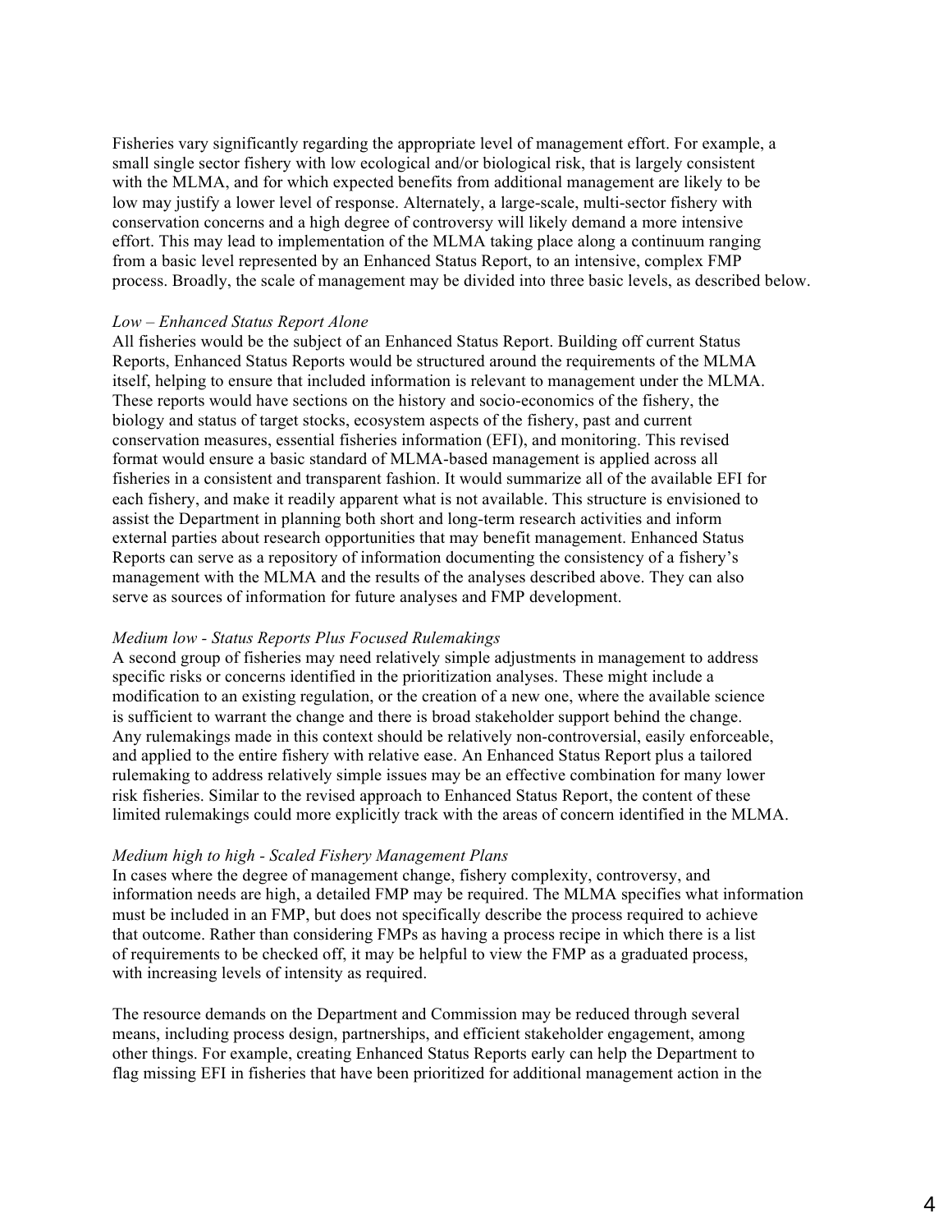Fisheries vary significantly regarding the appropriate level of management effort. For example, a small single sector fishery with low ecological and/or biological risk, that is largely consistent with the MLMA, and for which expected benefits from additional management are likely to be low may justify a lower level of response. Alternately, a large-scale, multi-sector fishery with conservation concerns and a high degree of controversy will likely demand a more intensive effort. This may lead to implementation of the MLMA taking place along a continuum ranging from a basic level represented by an Enhanced Status Report, to an intensive, complex FMP process. Broadly, the scale of management may be divided into three basic levels, as described below.

*Low – Enhanced Status Report Alone*

All fisheries would be the subject of an Enhanced Status Report. Building off current Status Reports, Enhanced Status Reports would be structured around the requirements of the MLMA itself, helping to ensure that included information is relevant to management under the MLMA. These reports would have sections on the history and socio-economics of the fishery, the biology and status of target stocks, ecosystem aspects of the fishery, past and current conservation measures, essential fisheries information (EFI), and monitoring. This revised format would ensure a basic standard of MLMA-based management is applied across all fisheries in a consistent and transparent fashion. It would summarize all of the available EFI for each fishery, and make it readily apparent what is not available. This structure is envisioned to assist the Department in planning both short and long-term research activities and inform external parties about research opportunities that may benefit management. Enhanced Status Reports can serve as a repository of information documenting the consistency of a fishery's management with the MLMA and the results of the analyses described above. They can also serve as sources of information for future analyses and FMP development.

*Medium low - Status Reports Plus Focused Rulemakings*

A second group of fisheries may need relatively simple adjustments in management to address specific risks or concerns identified in the prioritization analyses. These might include a modification to an existing regulation, or the creation of a new one, where the available science is sufficient to warrant the change and there is broad stakeholder support behind the change. Any rulemakings made in this context should be relatively non-controversial, easily enforceable, and applied to the entire fishery with relative ease. An Enhanced Status Report plus a tailored rulemaking to address relatively simple issues may be an effective combination for many lower risk fisheries. Similar to the revised approach to Enhanced Status Report, the content of these limited rulemakings could more explicitly track with the areas of concern identified in the MLMA.

*Medium high to high - Scaled Fishery Management Plans*

In cases where the degree of management change, fishery complexity, controversy, and information needs are high, a detailed FMP may be required. The MLMA specifies what information must be included in an FMP, but does not specifically describe the process required to achieve that outcome. Rather than considering FMPs as having a process recipe in which there is a list of requirements to be checked off, it may be helpful to view the FMP as a graduated process, with increasing levels of intensity as required.

The resource demands on the Department and Commission may be reduced through several means, including process design, partnerships, and efficient stakeholder engagement, among other things. For example, creating Enhanced Status Reports early can help the Department to flag missing EFI in fisheries that have been prioritized for additional management action in the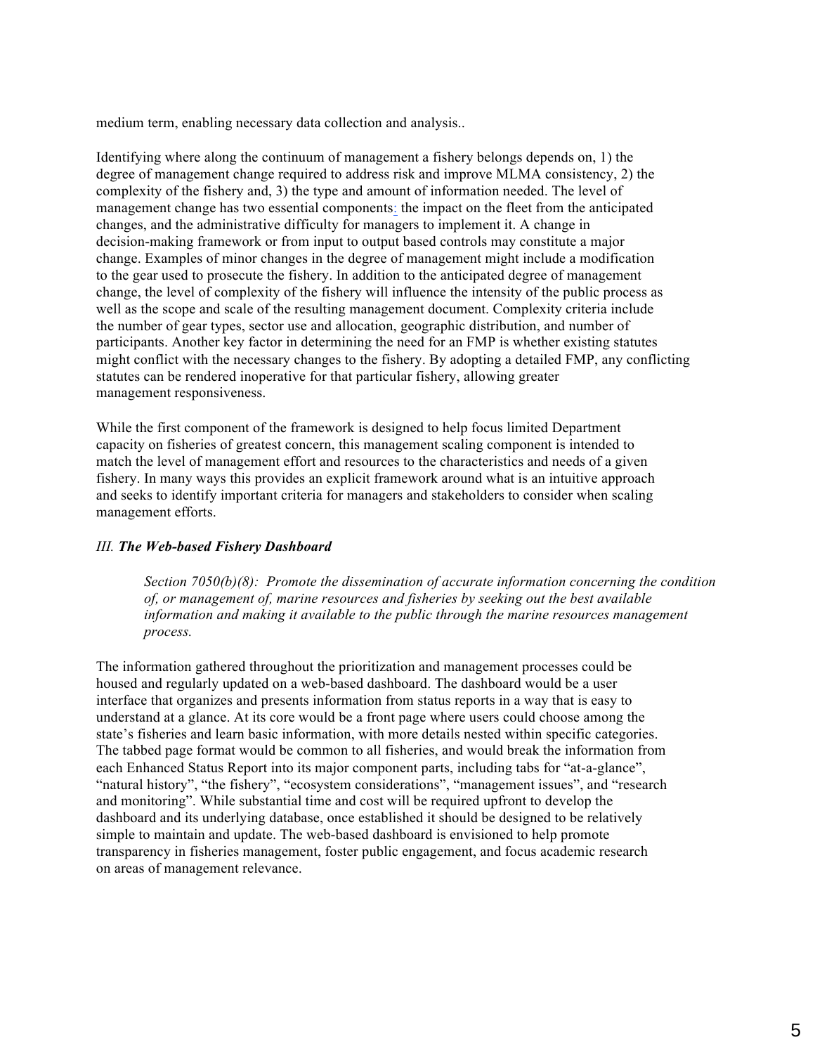medium term, enabling necessary data collection and analysis..

Identifying where along the continuum of management a fishery belongs depends on, 1) the degree of management change required to address risk and improve MLMA consistency, 2) the complexity of the fishery and, 3) the type and amount of information needed. The level of management change has two essential components: the impact on the fleet from the anticipated changes, and the administrative difficulty for managers to implement it. A change in decision-making framework or from input to output based controls may constitute a major change. Examples of minor changes in the degree of management might include a modification to the gear used to prosecute the fishery. In addition to the anticipated degree of management change, the level of complexity of the fishery will influence the intensity of the public process as well as the scope and scale of the resulting management document. Complexity criteria include the number of gear types, sector use and allocation, geographic distribution, and number of participants. Another key factor in determining the need for an FMP is whether existing statutes might conflict with the necessary changes to the fishery. By adopting a detailed FMP, any conflicting statutes can be rendered inoperative for that particular fishery, allowing greater management responsiveness.

While the first component of the framework is designed to help focus limited Department capacity on fisheries of greatest concern, this management scaling component is intended to match the level of management effort and resources to the characteristics and needs of a given fishery. In many ways this provides an explicit framework around what is an intuitive approach and seeks to identify important criteria for managers and stakeholders to consider when scaling management efforts.

### *III. **The Web-based Fishery Dashboard***

> *Section 7050(b)(8): Promote the dissemination of accurate information concerning the condition of, or management of, marine resources and fisheries by seeking out the best available information and making it available to the public through the marine resources management process.*

The information gathered throughout the prioritization and management processes could be housed and regularly updated on a web-based dashboard. The dashboard would be a user interface that organizes and presents information from status reports in a way that is easy to understand at a glance. At its core would be a front page where users could choose among the state's fisheries and learn basic information, with more details nested within specific categories. The tabbed page format would be common to all fisheries, and would break the information from each Enhanced Status Report into its major component parts, including tabs for "at-a-glance", "natural history", "the fishery", "ecosystem considerations", "management issues", and "research and monitoring". While substantial time and cost will be required upfront to develop the dashboard and its underlying database, once established it should be designed to be relatively simple to maintain and update. The web-based dashboard is envisioned to help promote transparency in fisheries management, foster public engagement, and focus academic research on areas of management relevance.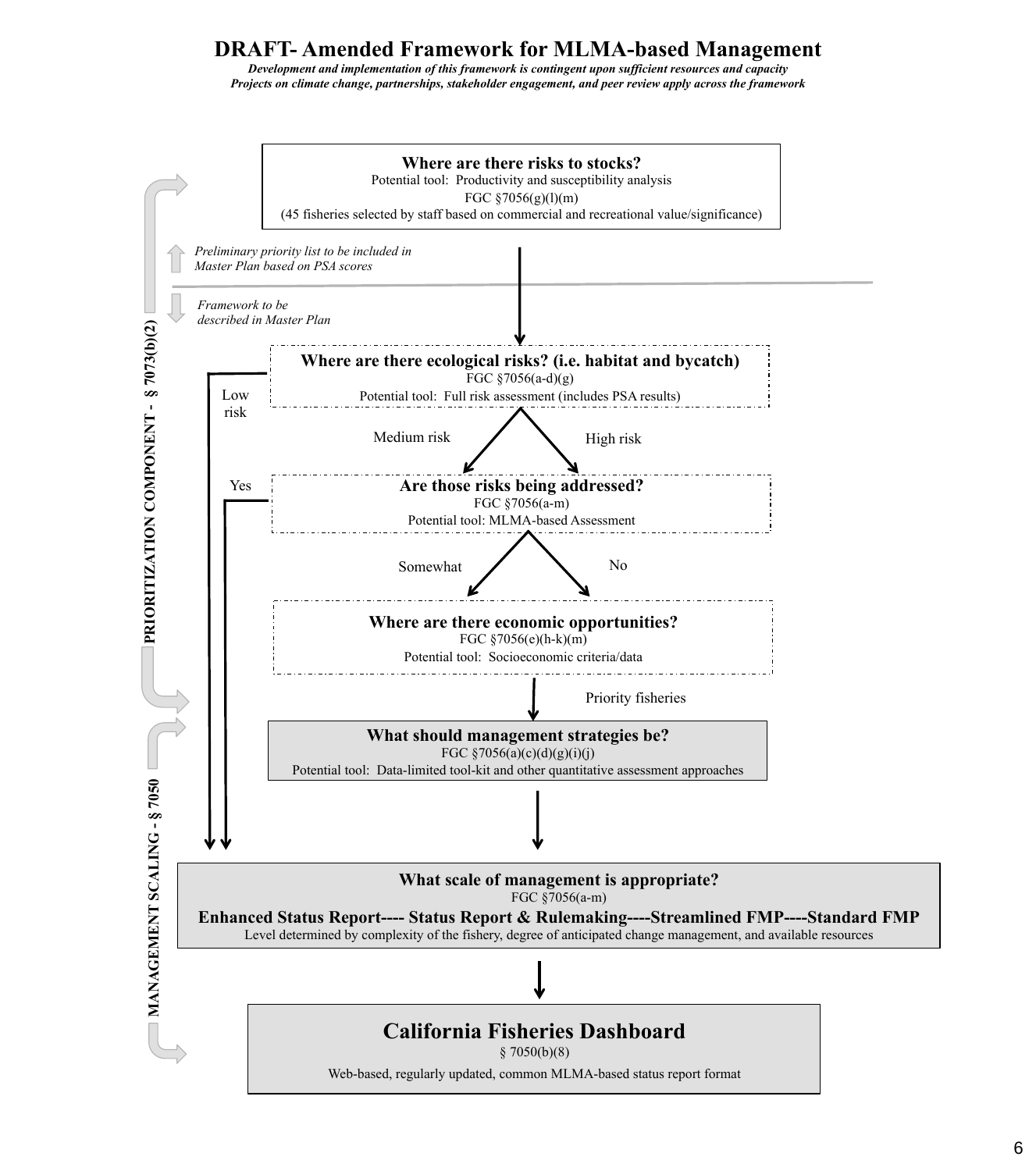# DRAFT- Amended Framework for MLMA-based Management

***Development and implementation of this framework is contingent upon sufficient resources and capacity***
***Projects on climate change, partnerships, stakeholder engagement, and peer review apply across the framework***

PRIORITIZATION COMPONENT - § 7073(b)(2)

**Where are there risks to stocks?**
Potential tool: Productivity and susceptibility analysis
FGC §7056(g)(l)(m)
(45 fisheries selected by staff based on commercial and recreational value/significance)

*Preliminary priority list to be included in Master Plan based on PSA scores*

*Framework to be described in Master Plan*

**Where are there ecological risks? (i.e. habitat and bycatch)**
FGC §7056(a-d)(g)
Potential tool: Full risk assessment (includes PSA results)

Low risk

Medium risk

High risk

**Are those risks being addressed?**
FGC §7056(a-m)
Potential tool: MLMA-based Assessment

Yes

Somewhat

No

**Where are there economic opportunities?**
FGC §7056(e)(h-k)(m)
Potential tool: Socioeconomic criteria/data

Priority fisheries

MANAGEMENT SCALING - § 7050

**What should management strategies be?**
FGC §7056(a)(c)(d)(g)(i)(j)
Potential tool: Data-limited tool-kit and other quantitative assessment approaches

**What scale of management is appropriate?**
FGC §7056(a-m)
**Enhanced Status Report---- Status Report & Rulemaking----Streamlined FMP----Standard FMP**
Level determined by complexity of the fishery, degree of anticipated change management, and available resources

**California Fisheries Dashboard**
§ 7050(b)(8)
Web-based, regularly updated, common MLMA-based status report format